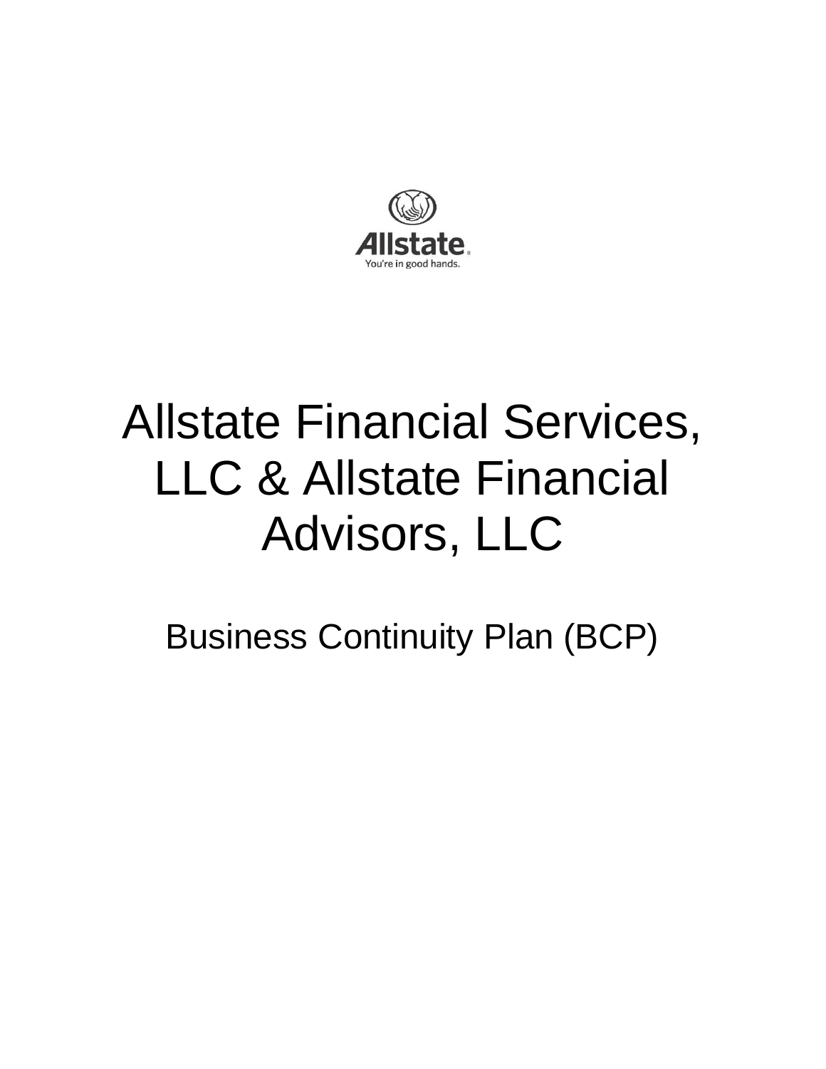# Allstate Financial Services, LLC & Allstate Financial Advisors, LLC

## Business Continuity Plan (BCP)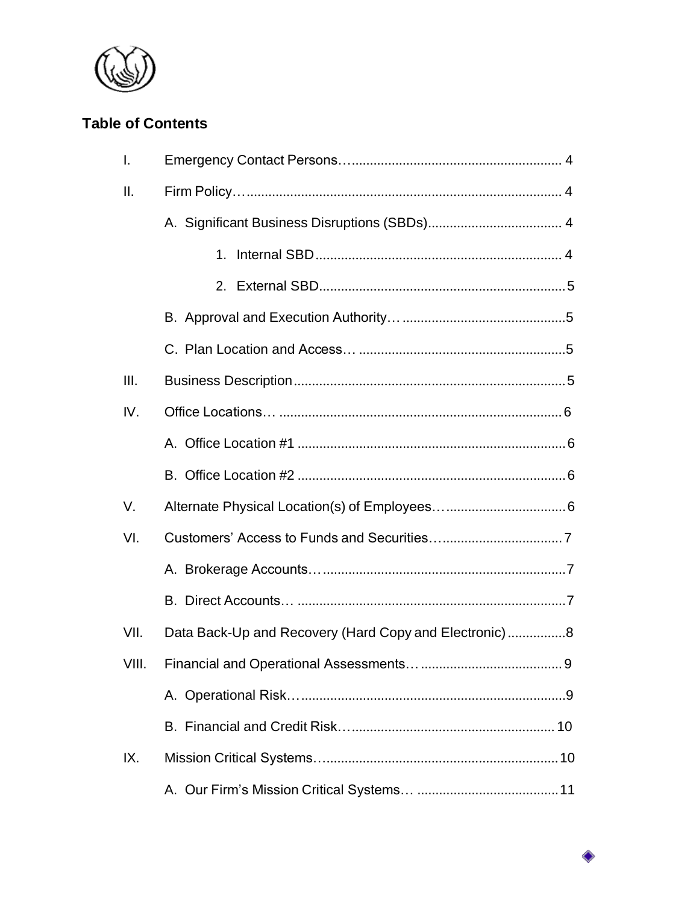## Table of Contents

- I. Emergency Contact Persons…........................................................... 4
- II. Firm Policy…....................................................................................... 4
  - A. Significant Business Disruptions (SBDs)..................................... 4
    - 1. Internal SBD.................................................................... 4
    - 2. External SBD.....................................................................5
  - B. Approval and Execution Authority… .............................................5
  - C. Plan Location and Access… .........................................................5
- III. Business Description...........................................................................5
- IV. Office Locations… ..............................................................................6
  - A. Office Location #1 ..........................................................................6
  - B. Office Location #2 ..........................................................................6
- V. Alternate Physical Location(s) of Employees…..................................6
- VI. Customers' Access to Funds and Securities…..................................7
  - A. Brokerage Accounts….................................................................7
  - B. Direct Accounts… ..........................................................................7
- VII. Data Back-Up and Recovery (Hard Copy and Electronic)................8
- VIII. Financial and Operational Assessments… .......................................9
  - A. Operational Risk…........................................................................9
  - B. Financial and Credit Risk…........................................................10
- IX. Mission Critical Systems….................................................................10
  - A. Our Firm's Mission Critical Systems… .......................................11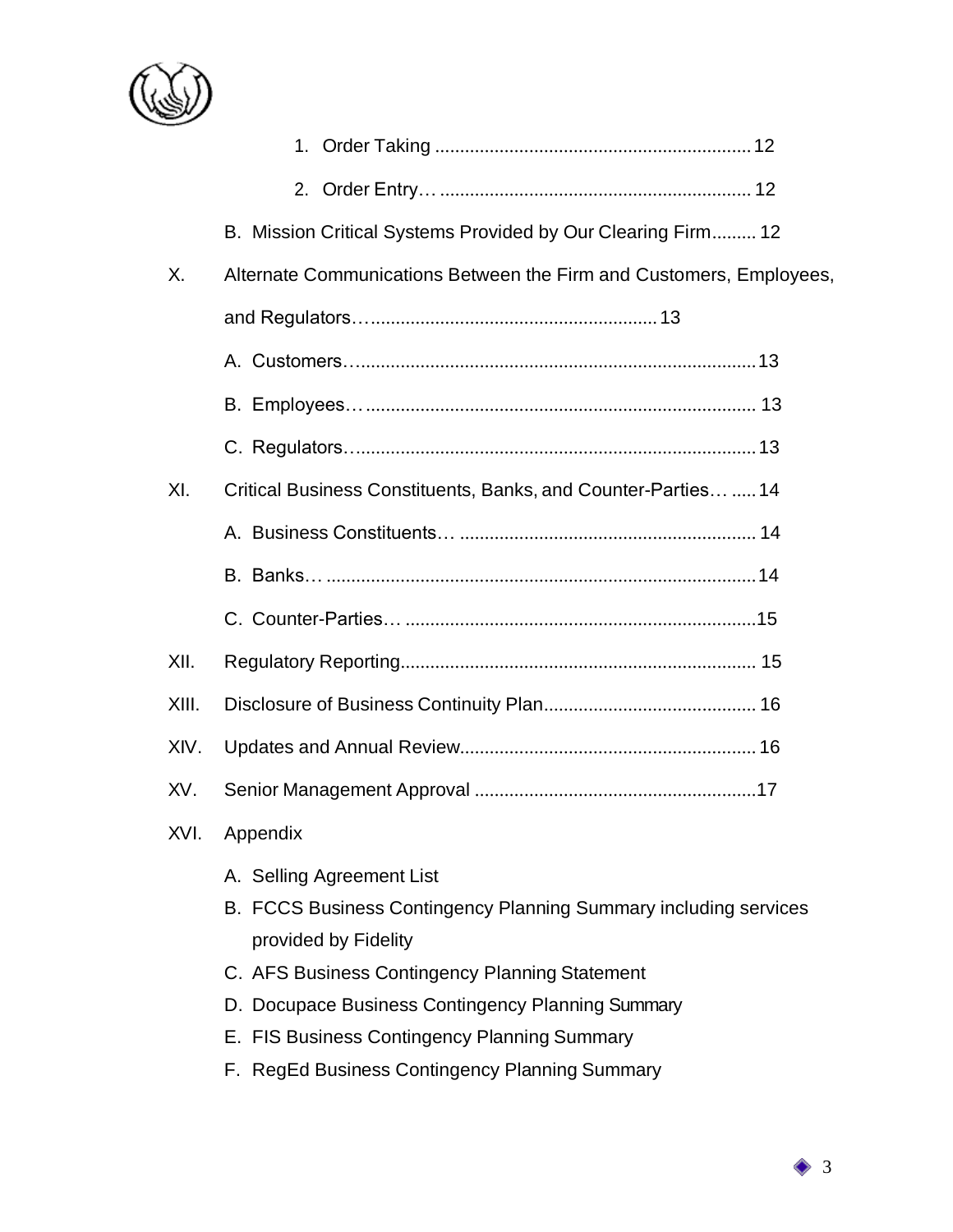1. Order Taking ................................................................ 12
2. Order Entry… ............................................................... 12

B. Mission Critical Systems Provided by Our Clearing Firm......... 12

X. Alternate Communications Between the Firm and Customers, Employees, and Regulators…......................................................... 13

A. Customers…................................................................................ 13

B. Employees… ............................................................................... 13

C. Regulators…................................................................................ 13

XI. Critical Business Constituents, Banks, and Counter-Parties… ..... 14

A. Business Constituents… ........................................................... 14

B. Banks… ...................................................................................... 14

C. Counter-Parties… ......................................................................15

XII. Regulatory Reporting........................................................................ 15

XIII. Disclosure of Business Continuity Plan........................................... 16

XIV. Updates and Annual Review............................................................ 16

XV. Senior Management Approval .........................................................17

XVI. Appendix

A. Selling Agreement List
B. FCCS Business Contingency Planning Summary including services provided by Fidelity
C. AFS Business Contingency Planning Statement
D. Docupace Business Contingency Planning Summary
E. FIS Business Contingency Planning Summary
F. RegEd Business Contingency Planning Summary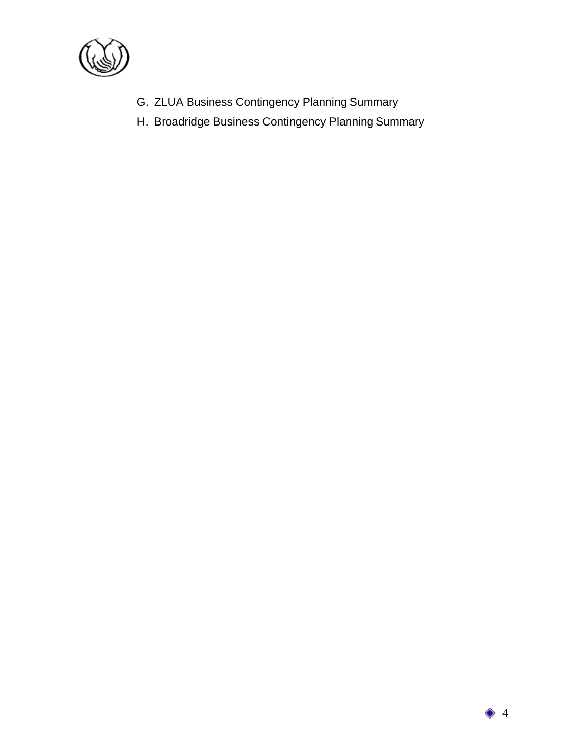G. ZLUA Business Contingency Planning Summary

H. Broadridge Business Contingency Planning Summary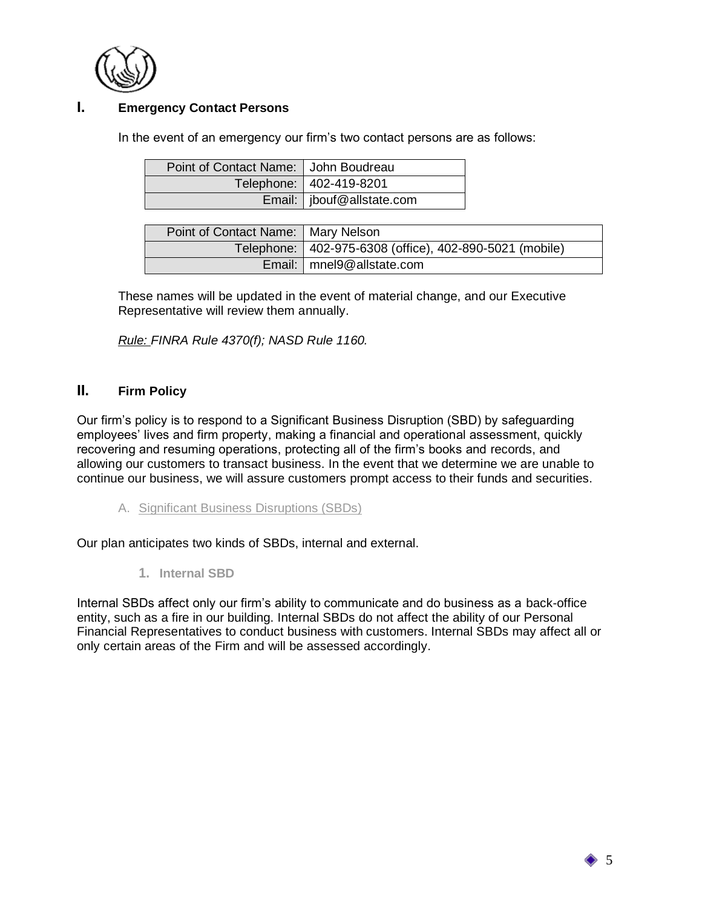## I. Emergency Contact Persons

In the event of an emergency our firm's two contact persons are as follows:

| Point of Contact Name: | John Boudreau |
|---|---|
| Telephone: | 402-419-8201 |
| Email: | jbouf@allstate.com |

| Point of Contact Name: | Mary Nelson |
|---|---|
| Telephone: | 402-975-6308 (office), 402-890-5021 (mobile) |
| Email: | mnel9@allstate.com |

These names will be updated in the event of material change, and our Executive Representative will review them annually.

*Rule: FINRA Rule 4370(f); NASD Rule 1160.*

## II. Firm Policy

Our firm's policy is to respond to a Significant Business Disruption (SBD) by safeguarding employees' lives and firm property, making a financial and operational assessment, quickly recovering and resuming operations, protecting all of the firm's books and records, and allowing our customers to transact business. In the event that we determine we are unable to continue our business, we will assure customers prompt access to their funds and securities.

### A. Significant Business Disruptions (SBDs)

Our plan anticipates two kinds of SBDs, internal and external.

#### 1. Internal SBD

Internal SBDs affect only our firm's ability to communicate and do business as a back-office entity, such as a fire in our building. Internal SBDs do not affect the ability of our Personal Financial Representatives to conduct business with customers. Internal SBDs may affect all or only certain areas of the Firm and will be assessed accordingly.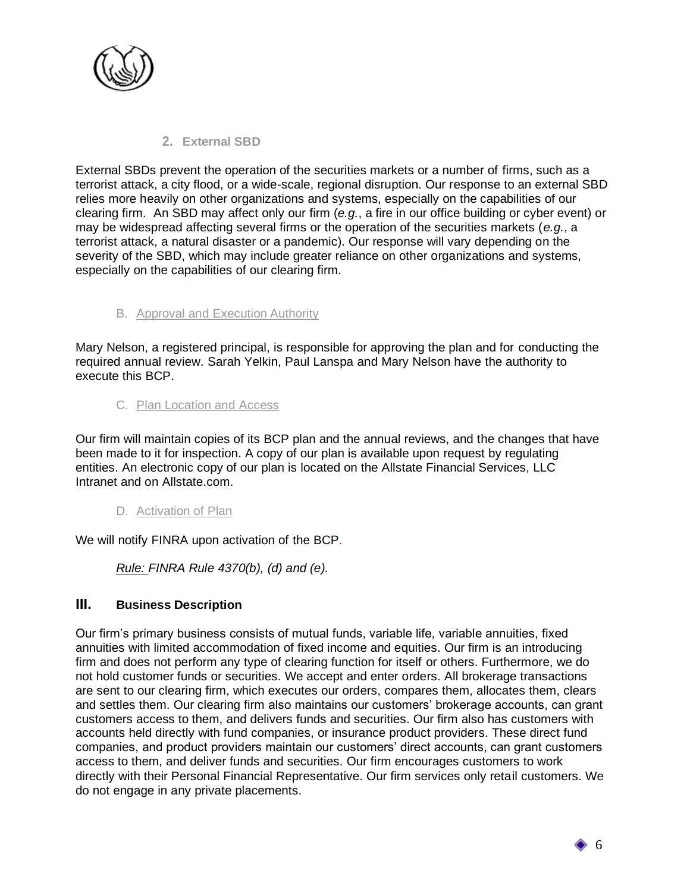### 2. External SBD

External SBDs prevent the operation of the securities markets or a number of firms, such as a terrorist attack, a city flood, or a wide-scale, regional disruption. Our response to an external SBD relies more heavily on other organizations and systems, especially on the capabilities of our clearing firm. An SBD may affect only our firm (*e.g.*, a fire in our office building or cyber event) or may be widespread affecting several firms or the operation of the securities markets (*e.g.*, a terrorist attack, a natural disaster or a pandemic). Our response will vary depending on the severity of the SBD, which may include greater reliance on other organizations and systems, especially on the capabilities of our clearing firm.

## B. Approval and Execution Authority

Mary Nelson, a registered principal, is responsible for approving the plan and for conducting the required annual review. Sarah Yelkin, Paul Lanspa and Mary Nelson have the authority to execute this BCP.

## C. Plan Location and Access

Our firm will maintain copies of its BCP plan and the annual reviews, and the changes that have been made to it for inspection. A copy of our plan is available upon request by regulating entities. An electronic copy of our plan is located on the Allstate Financial Services, LLC Intranet and on Allstate.com.

## D. Activation of Plan

We will notify FINRA upon activation of the BCP.

*Rule: FINRA Rule 4370(b), (d) and (e).*

# III. Business Description

Our firm's primary business consists of mutual funds, variable life, variable annuities, fixed annuities with limited accommodation of fixed income and equities. Our firm is an introducing firm and does not perform any type of clearing function for itself or others. Furthermore, we do not hold customer funds or securities. We accept and enter orders. All brokerage transactions are sent to our clearing firm, which executes our orders, compares them, allocates them, clears and settles them. Our clearing firm also maintains our customers' brokerage accounts, can grant customers access to them, and delivers funds and securities. Our firm also has customers with accounts held directly with fund companies, or insurance product providers. These direct fund companies, and product providers maintain our customers' direct accounts, can grant customers access to them, and deliver funds and securities. Our firm encourages customers to work directly with their Personal Financial Representative. Our firm services only retail customers. We do not engage in any private placements.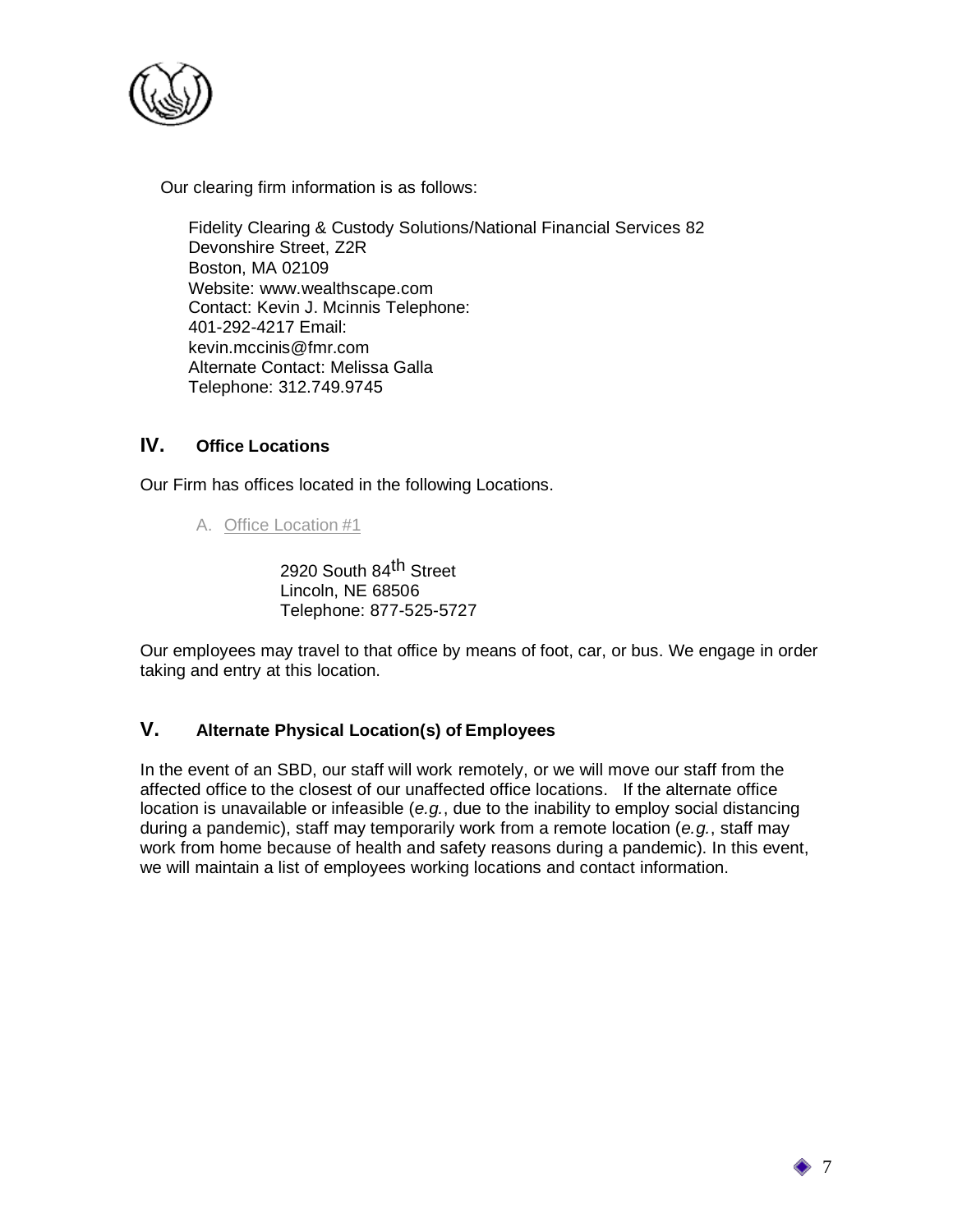Our clearing firm information is as follows:

Fidelity Clearing & Custody Solutions/National Financial Services 82
Devonshire Street, Z2R
Boston, MA 02109
Website: www.wealthscape.com
Contact: Kevin J. Mcinnis Telephone:
401-292-4217 Email:
kevin.mccinis@fmr.com
Alternate Contact: Melissa Galla
Telephone: 312.749.9745

## IV. Office Locations

Our Firm has offices located in the following Locations.

A. Office Location #1

2920 South 84th Street
Lincoln, NE 68506
Telephone: 877-525-5727

Our employees may travel to that office by means of foot, car, or bus. We engage in order taking and entry at this location.

## V. Alternate Physical Location(s) of Employees

In the event of an SBD, our staff will work remotely, or we will move our staff from the affected office to the closest of our unaffected office locations. If the alternate office location is unavailable or infeasible (*e.g.*, due to the inability to employ social distancing during a pandemic), staff may temporarily work from a remote location (*e.g.*, staff may work from home because of health and safety reasons during a pandemic). In this event, we will maintain a list of employees working locations and contact information.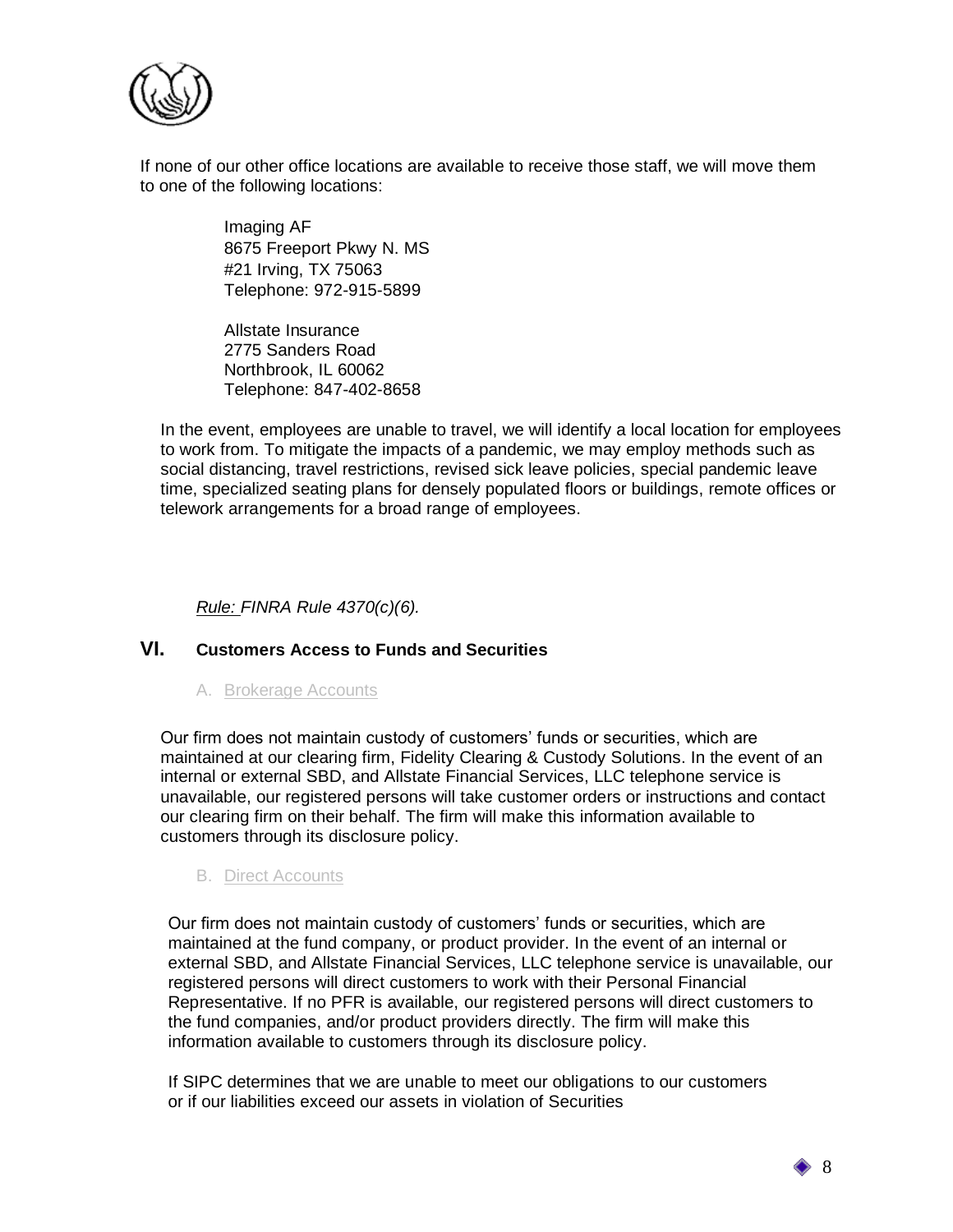If none of our other office locations are available to receive those staff, we will move them to one of the following locations:

Imaging AF
8675 Freeport Pkwy N. MS
#21 Irving, TX 75063
Telephone: 972-915-5899

Allstate Insurance
2775 Sanders Road
Northbrook, IL 60062
Telephone: 847-402-8658

In the event, employees are unable to travel, we will identify a local location for employees to work from. To mitigate the impacts of a pandemic, we may employ methods such as social distancing, travel restrictions, revised sick leave policies, special pandemic leave time, specialized seating plans for densely populated floors or buildings, remote offices or telework arrangements for a broad range of employees.

*Rule: FINRA Rule 4370(c)(6).*

## VI. Customers Access to Funds and Securities

### A. Brokerage Accounts

Our firm does not maintain custody of customers' funds or securities, which are maintained at our clearing firm, Fidelity Clearing & Custody Solutions. In the event of an internal or external SBD, and Allstate Financial Services, LLC telephone service is unavailable, our registered persons will take customer orders or instructions and contact our clearing firm on their behalf. The firm will make this information available to customers through its disclosure policy.

### B. Direct Accounts

Our firm does not maintain custody of customers' funds or securities, which are maintained at the fund company, or product provider. In the event of an internal or external SBD, and Allstate Financial Services, LLC telephone service is unavailable, our registered persons will direct customers to work with their Personal Financial Representative. If no PFR is available, our registered persons will direct customers to the fund companies, and/or product providers directly. The firm will make this information available to customers through its disclosure policy.

If SIPC determines that we are unable to meet our obligations to our customers or if our liabilities exceed our assets in violation of Securities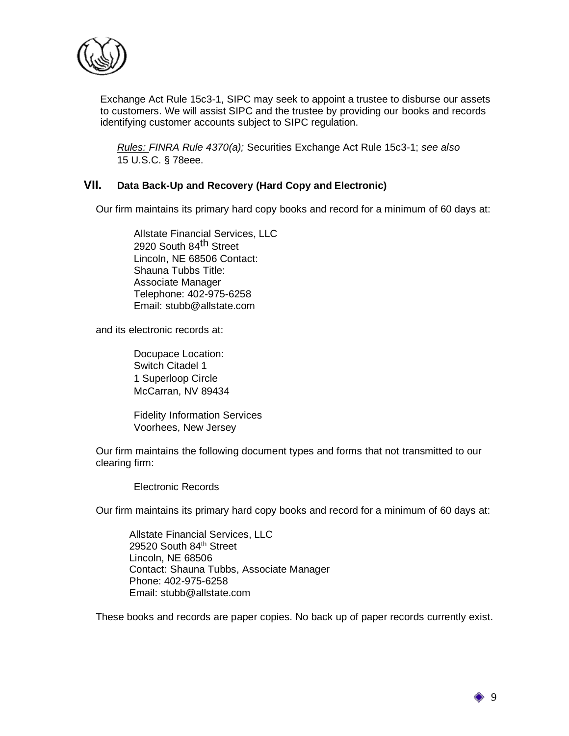Exchange Act Rule 15c3-1, SIPC may seek to appoint a trustee to disburse our assets to customers. We will assist SIPC and the trustee by providing our books and records identifying customer accounts subject to SIPC regulation.

*Rules: FINRA Rule 4370(a);* Securities Exchange Act Rule 15c3-1; *see also* 15 U.S.C. § 78eee.

## VII. Data Back-Up and Recovery (Hard Copy and Electronic)

Our firm maintains its primary hard copy books and record for a minimum of 60 days at:

Allstate Financial Services, LLC
2920 South 84th Street
Lincoln, NE 68506 Contact:
Shauna Tubbs Title:
Associate Manager
Telephone: 402-975-6258
Email: stubb@allstate.com

and its electronic records at:

Docupace Location:
Switch Citadel 1
1 Superloop Circle
McCarran, NV 89434

Fidelity Information Services
Voorhees, New Jersey

Our firm maintains the following document types and forms that not transmitted to our clearing firm:

Electronic Records

Our firm maintains its primary hard copy books and record for a minimum of 60 days at:

Allstate Financial Services, LLC
29520 South 84th Street
Lincoln, NE 68506
Contact: Shauna Tubbs, Associate Manager
Phone: 402-975-6258
Email: stubb@allstate.com

These books and records are paper copies. No back up of paper records currently exist.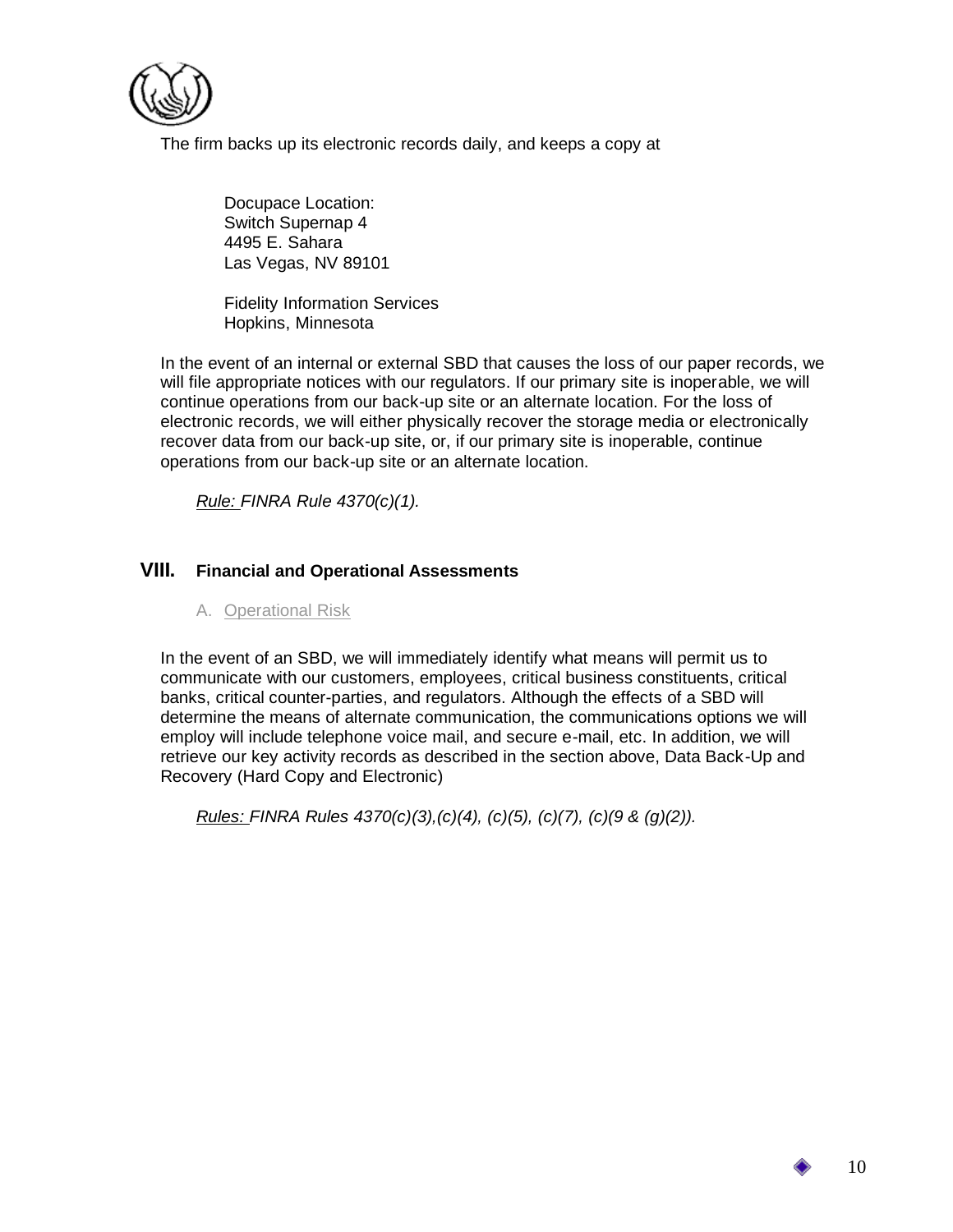The firm backs up its electronic records daily, and keeps a copy at

> Docupace Location:
> Switch Supernap 4
> 4495 E. Sahara
> Las Vegas, NV 89101
>
> Fidelity Information Services
> Hopkins, Minnesota

In the event of an internal or external SBD that causes the loss of our paper records, we will file appropriate notices with our regulators. If our primary site is inoperable, we will continue operations from our back-up site or an alternate location. For the loss of electronic records, we will either physically recover the storage media or electronically recover data from our back-up site, or, if our primary site is inoperable, continue operations from our back-up site or an alternate location.

*Rule: FINRA Rule 4370(c)(1).*

## VIII. Financial and Operational Assessments

### A. Operational Risk

In the event of an SBD, we will immediately identify what means will permit us to communicate with our customers, employees, critical business constituents, critical banks, critical counter-parties, and regulators. Although the effects of a SBD will determine the means of alternate communication, the communications options we will employ will include telephone voice mail, and secure e-mail, etc. In addition, we will retrieve our key activity records as described in the section above, Data Back-Up and Recovery (Hard Copy and Electronic)

*Rules: FINRA Rules 4370(c)(3),(c)(4), (c)(5), (c)(7), (c)(9 & (g)(2)).*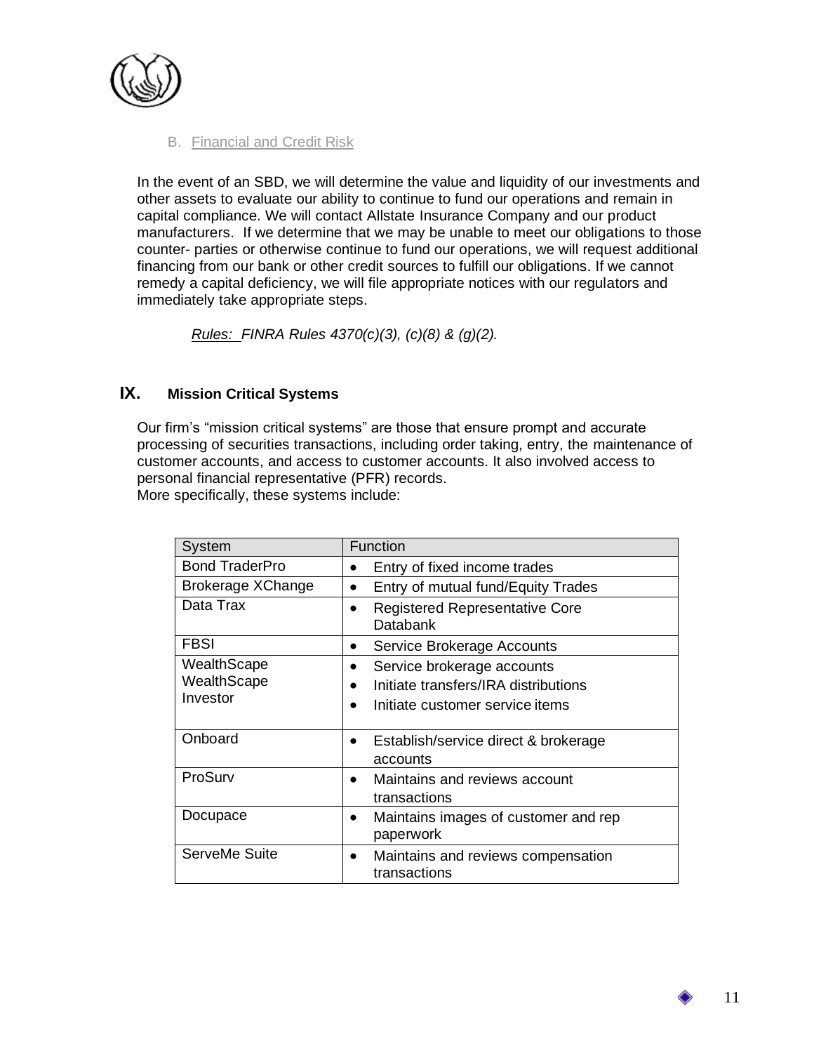### B. Financial and Credit Risk

In the event of an SBD, we will determine the value and liquidity of our investments and other assets to evaluate our ability to continue to fund our operations and remain in capital compliance. We will contact Allstate Insurance Company and our product manufacturers. If we determine that we may be unable to meet our obligations to those counter- parties or otherwise continue to fund our operations, we will request additional financing from our bank or other credit sources to fulfill our obligations. If we cannot remedy a capital deficiency, we will file appropriate notices with our regulators and immediately take appropriate steps.

*Rules: FINRA Rules 4370(c)(3), (c)(8) & (g)(2).*

## IX. Mission Critical Systems

Our firm's "mission critical systems" are those that ensure prompt and accurate processing of securities transactions, including order taking, entry, the maintenance of customer accounts, and access to customer accounts. It also involved access to personal financial representative (PFR) records.
More specifically, these systems include:

| System | Function |
|---|---|
| Bond TraderPro | • Entry of fixed income trades |
| Brokerage XChange | • Entry of mutual fund/Equity Trades |
| Data Trax | • Registered Representative Core Databank |
| FBSI | • Service Brokerage Accounts |
| WealthScape<br>WealthScape Investor | • Service brokerage accounts<br>• Initiate transfers/IRA distributions<br>• Initiate customer service items |
| Onboard | • Establish/service direct & brokerage accounts |
| ProSurv | • Maintains and reviews account transactions |
| Docupace | • Maintains images of customer and rep paperwork |
| ServeMe Suite | • Maintains and reviews compensation transactions |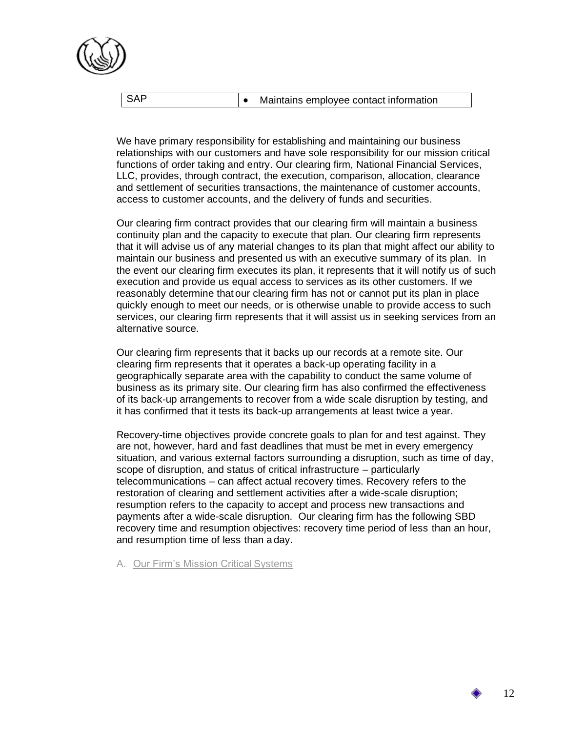| SAP | • Maintains employee contact information |
|---|---|

We have primary responsibility for establishing and maintaining our business relationships with our customers and have sole responsibility for our mission critical functions of order taking and entry. Our clearing firm, National Financial Services, LLC, provides, through contract, the execution, comparison, allocation, clearance and settlement of securities transactions, the maintenance of customer accounts, access to customer accounts, and the delivery of funds and securities.

Our clearing firm contract provides that our clearing firm will maintain a business continuity plan and the capacity to execute that plan. Our clearing firm represents that it will advise us of any material changes to its plan that might affect our ability to maintain our business and presented us with an executive summary of its plan. In the event our clearing firm executes its plan, it represents that it will notify us of such execution and provide us equal access to services as its other customers. If we reasonably determine that our clearing firm has not or cannot put its plan in place quickly enough to meet our needs, or is otherwise unable to provide access to such services, our clearing firm represents that it will assist us in seeking services from an alternative source.

Our clearing firm represents that it backs up our records at a remote site. Our clearing firm represents that it operates a back-up operating facility in a geographically separate area with the capability to conduct the same volume of business as its primary site. Our clearing firm has also confirmed the effectiveness of its back-up arrangements to recover from a wide scale disruption by testing, and it has confirmed that it tests its back-up arrangements at least twice a year.

Recovery-time objectives provide concrete goals to plan for and test against. They are not, however, hard and fast deadlines that must be met in every emergency situation, and various external factors surrounding a disruption, such as time of day, scope of disruption, and status of critical infrastructure – particularly telecommunications – can affect actual recovery times. Recovery refers to the restoration of clearing and settlement activities after a wide-scale disruption; resumption refers to the capacity to accept and process new transactions and payments after a wide-scale disruption. Our clearing firm has the following SBD recovery time and resumption objectives: recovery time period of less than an hour, and resumption time of less than a day.

A. Our Firm's Mission Critical Systems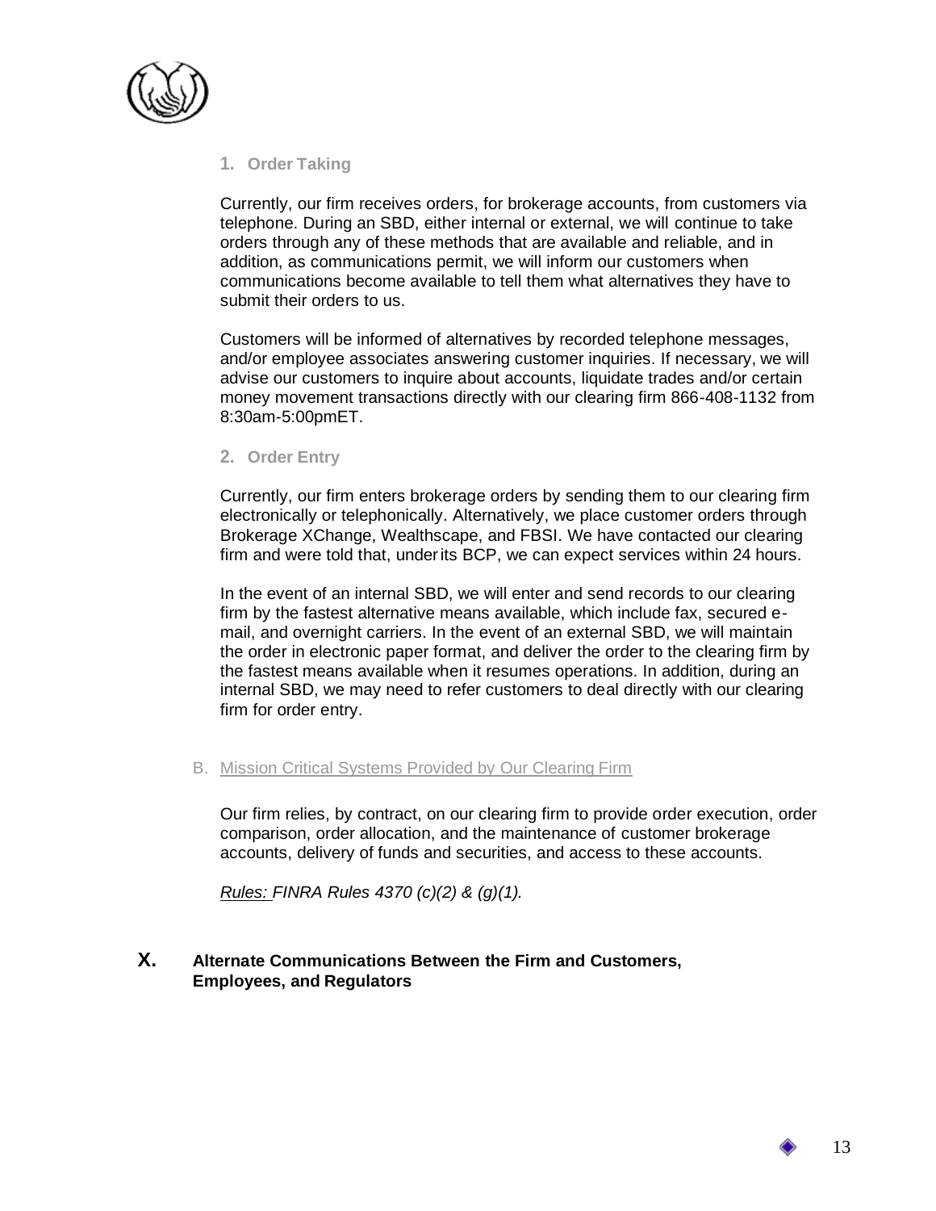### 1. Order Taking

Currently, our firm receives orders, for brokerage accounts, from customers via telephone. During an SBD, either internal or external, we will continue to take orders through any of these methods that are available and reliable, and in addition, as communications permit, we will inform our customers when communications become available to tell them what alternatives they have to submit their orders to us.

Customers will be informed of alternatives by recorded telephone messages, and/or employee associates answering customer inquiries. If necessary, we will advise our customers to inquire about accounts, liquidate trades and/or certain money movement transactions directly with our clearing firm 866-408-1132 from 8:30am-5:00pmET.

### 2. Order Entry

Currently, our firm enters brokerage orders by sending them to our clearing firm electronically or telephonically. Alternatively, we place customer orders through Brokerage XChange, Wealthscape, and FBSI. We have contacted our clearing firm and were told that, under its BCP, we can expect services within 24 hours.

In the event of an internal SBD, we will enter and send records to our clearing firm by the fastest alternative means available, which include fax, secured e-mail, and overnight carriers. In the event of an external SBD, we will maintain the order in electronic paper format, and deliver the order to the clearing firm by the fastest means available when it resumes operations. In addition, during an internal SBD, we may need to refer customers to deal directly with our clearing firm for order entry.

### B. Mission Critical Systems Provided by Our Clearing Firm

Our firm relies, by contract, on our clearing firm to provide order execution, order comparison, order allocation, and the maintenance of customer brokerage accounts, delivery of funds and securities, and access to these accounts.

*Rules: FINRA Rules 4370 (c)(2) & (g)(1).*

## X. Alternate Communications Between the Firm and Customers, Employees, and Regulators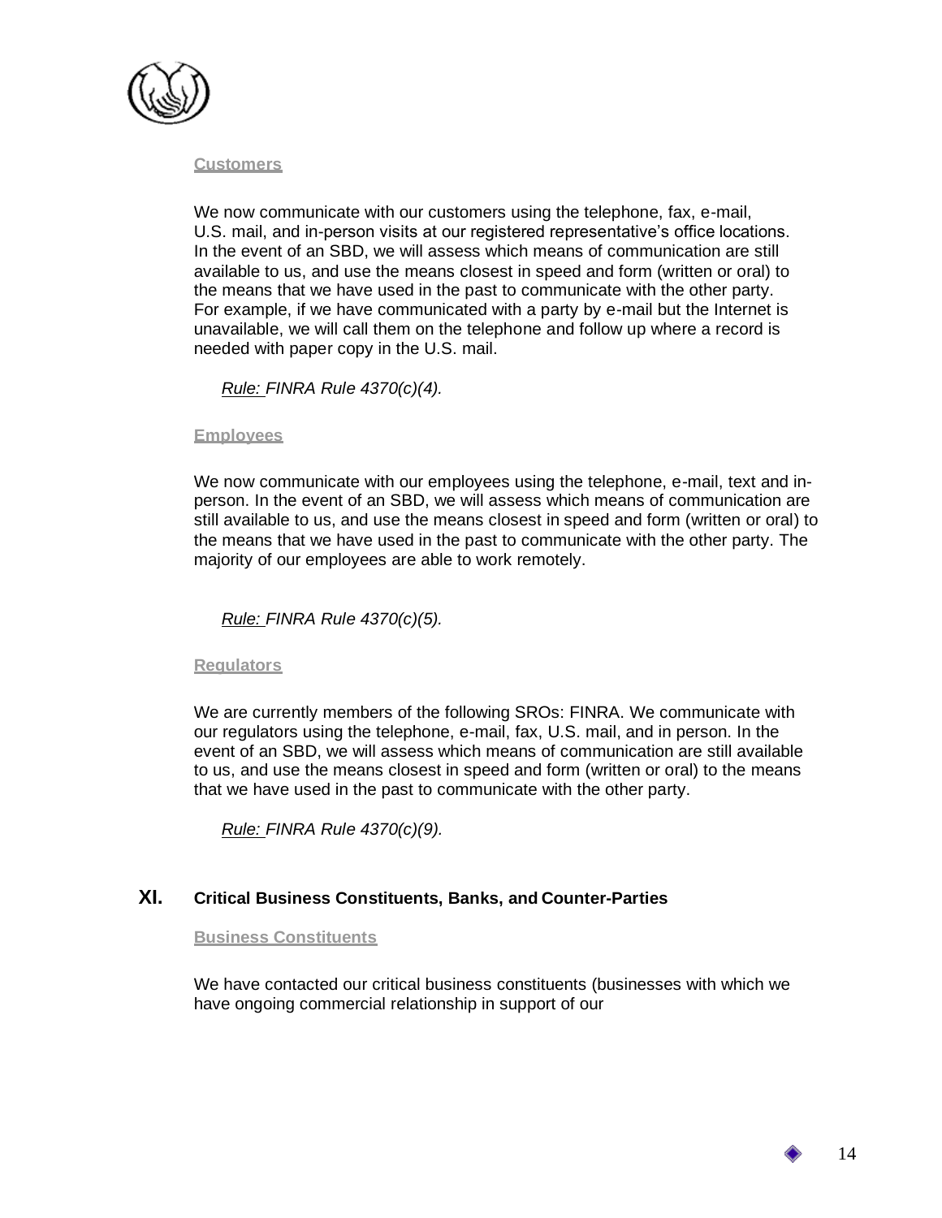**Customers**

We now communicate with our customers using the telephone, fax, e-mail, U.S. mail, and in-person visits at our registered representative's office locations. In the event of an SBD, we will assess which means of communication are still available to us, and use the means closest in speed and form (written or oral) to the means that we have used in the past to communicate with the other party. For example, if we have communicated with a party by e-mail but the Internet is unavailable, we will call them on the telephone and follow up where a record is needed with paper copy in the U.S. mail.

*Rule: FINRA Rule 4370(c)(4).*

**Employees**

We now communicate with our employees using the telephone, e-mail, text and in-person. In the event of an SBD, we will assess which means of communication are still available to us, and use the means closest in speed and form (written or oral) to the means that we have used in the past to communicate with the other party. The majority of our employees are able to work remotely.

*Rule: FINRA Rule 4370(c)(5).*

**Regulators**

We are currently members of the following SROs: FINRA. We communicate with our regulators using the telephone, e-mail, fax, U.S. mail, and in person. In the event of an SBD, we will assess which means of communication are still available to us, and use the means closest in speed and form (written or oral) to the means that we have used in the past to communicate with the other party.

*Rule: FINRA Rule 4370(c)(9).*

## XI. Critical Business Constituents, Banks, and Counter-Parties

**Business Constituents**

We have contacted our critical business constituents (businesses with which we have ongoing commercial relationship in support of our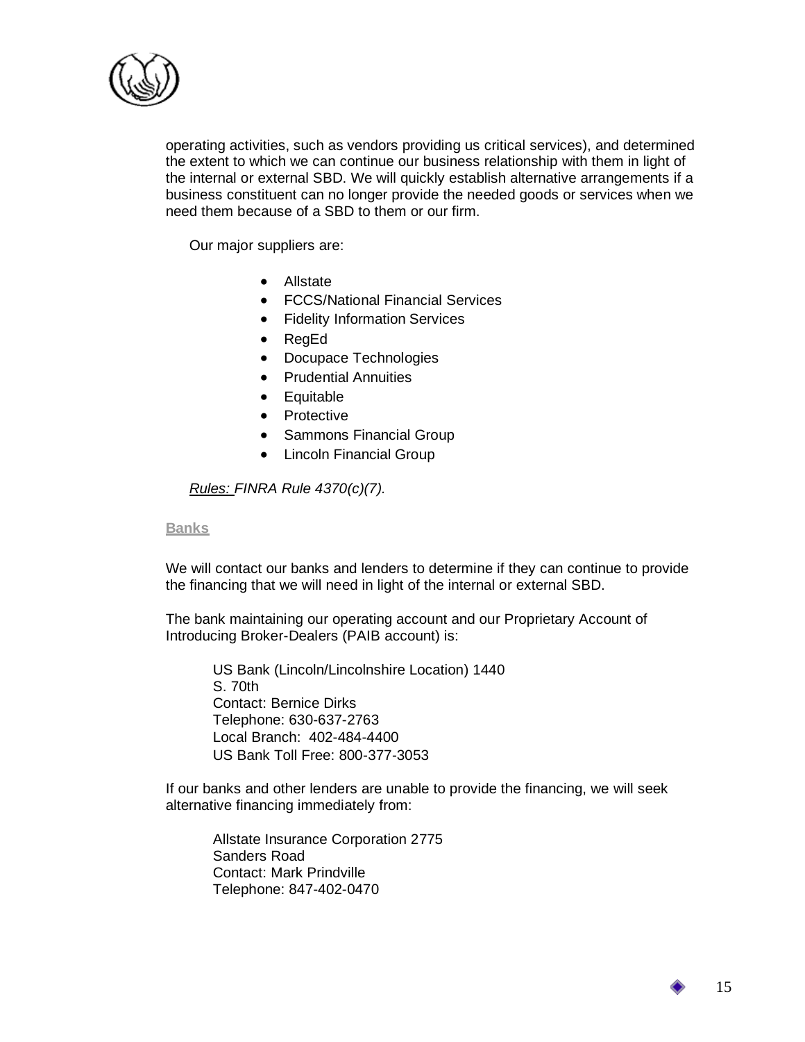operating activities, such as vendors providing us critical services), and determined the extent to which we can continue our business relationship with them in light of the internal or external SBD. We will quickly establish alternative arrangements if a business constituent can no longer provide the needed goods or services when we need them because of a SBD to them or our firm.

Our major suppliers are:

- Allstate
- FCCS/National Financial Services
- Fidelity Information Services
- RegEd
- Docupace Technologies
- Prudential Annuities
- Equitable
- Protective
- Sammons Financial Group
- Lincoln Financial Group

*Rules: FINRA Rule 4370(c)(7).*

**Banks**

We will contact our banks and lenders to determine if they can continue to provide the financing that we will need in light of the internal or external SBD.

The bank maintaining our operating account and our Proprietary Account of Introducing Broker-Dealers (PAIB account) is:

US Bank (Lincoln/Lincolnshire Location) 1440  
S. 70th  
Contact: Bernice Dirks  
Telephone: 630-637-2763  
Local Branch: 402-484-4400  
US Bank Toll Free: 800-377-3053

If our banks and other lenders are unable to provide the financing, we will seek alternative financing immediately from:

Allstate Insurance Corporation 2775  
Sanders Road  
Contact: Mark Prindville  
Telephone: 847-402-0470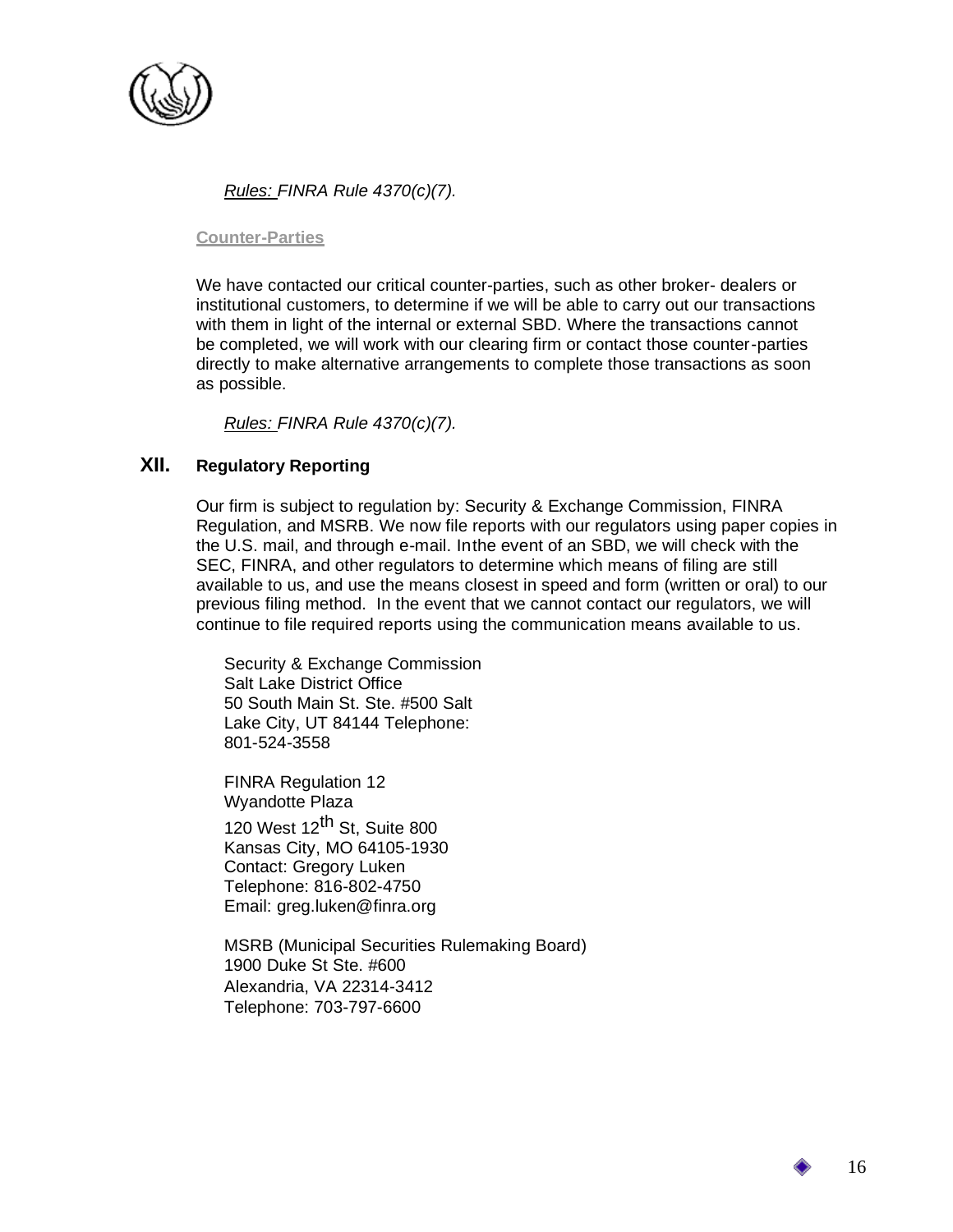*Rules:* *FINRA Rule 4370(c)(7).*

**Counter-Parties**

We have contacted our critical counter-parties, such as other broker- dealers or institutional customers, to determine if we will be able to carry out our transactions with them in light of the internal or external SBD. Where the transactions cannot be completed, we will work with our clearing firm or contact those counter-parties directly to make alternative arrangements to complete those transactions as soon as possible.

*Rules:* *FINRA Rule 4370(c)(7).*

## XII. Regulatory Reporting

Our firm is subject to regulation by: Security & Exchange Commission, FINRA Regulation, and MSRB. We now file reports with our regulators using paper copies in the U.S. mail, and through e-mail. Inthe event of an SBD, we will check with the SEC, FINRA, and other regulators to determine which means of filing are still available to us, and use the means closest in speed and form (written or oral) to our previous filing method. In the event that we cannot contact our regulators, we will continue to file required reports using the communication means available to us.

Security & Exchange Commission
Salt Lake District Office
50 South Main St. Ste. #500 Salt
Lake City, UT 84144 Telephone:
801-524-3558

FINRA Regulation 12
Wyandotte Plaza
120 West 12th St, Suite 800
Kansas City, MO 64105-1930
Contact: Gregory Luken
Telephone: 816-802-4750
Email: greg.luken@finra.org

MSRB (Municipal Securities Rulemaking Board)
1900 Duke St Ste. #600
Alexandria, VA 22314-3412
Telephone: 703-797-6600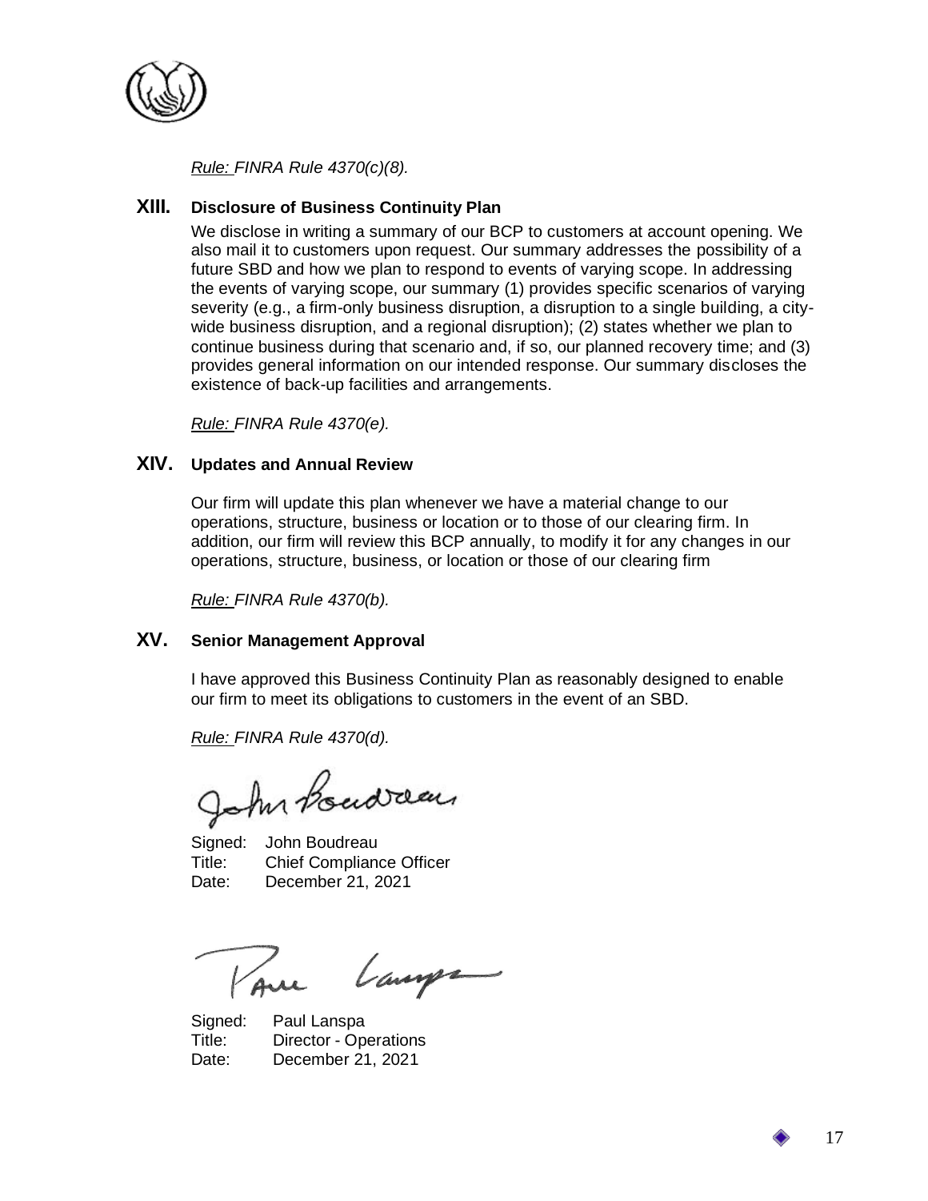*<u>Rule:</u> FINRA Rule 4370(c)(8).*

## XIII. Disclosure of Business Continuity Plan

We disclose in writing a summary of our BCP to customers at account opening. We also mail it to customers upon request. Our summary addresses the possibility of a future SBD and how we plan to respond to events of varying scope. In addressing the events of varying scope, our summary (1) provides specific scenarios of varying severity (e.g., a firm-only business disruption, a disruption to a single building, a city-wide business disruption, and a regional disruption); (2) states whether we plan to continue business during that scenario and, if so, our planned recovery time; and (3) provides general information on our intended response. Our summary discloses the existence of back-up facilities and arrangements.

*<u>Rule:</u> FINRA Rule 4370(e).*

## XIV. Updates and Annual Review

Our firm will update this plan whenever we have a material change to our operations, structure, business or location or to those of our clearing firm. In addition, our firm will review this BCP annually, to modify it for any changes in our operations, structure, business, or location or those of our clearing firm

*<u>Rule:</u> FINRA Rule 4370(b).*

## XV. Senior Management Approval

I have approved this Business Continuity Plan as reasonably designed to enable our firm to meet its obligations to customers in the event of an SBD.

*<u>Rule:</u> FINRA Rule 4370(d).*

Signed: John Boudreau
Title: Chief Compliance Officer
Date: December 21, 2021

Signed: Paul Lanspa
Title: Director - Operations
Date: December 21, 2021